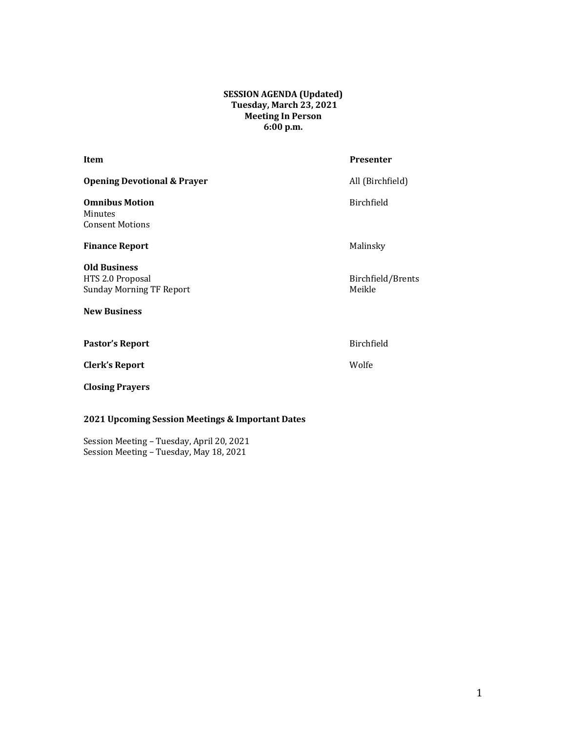**SESSION AGENDA (Updated)**
**Tuesday, March 23, 2021**
**Meeting In Person**
**6:00 p.m.**

| **Item** | **Presenter** |
|---|---|
| **Opening Devotional & Prayer** | All (Birchfield) |
| **Omnibus Motion** | Birchfield |
| Minutes | |
| Consent Motions | |
| **Finance Report** | Malinsky |
| **Old Business** | |
| HTS 2.0 Proposal | Birchfield/Brents |
| Sunday Morning TF Report | Meikle |
| **New Business** | |
| **Pastor's Report** | Birchfield |
| **Clerk's Report** | Wolfe |
| **Closing Prayers** | |

**2021 Upcoming Session Meetings & Important Dates**

Session Meeting – Tuesday, April 20, 2021
Session Meeting – Tuesday, May 18, 2021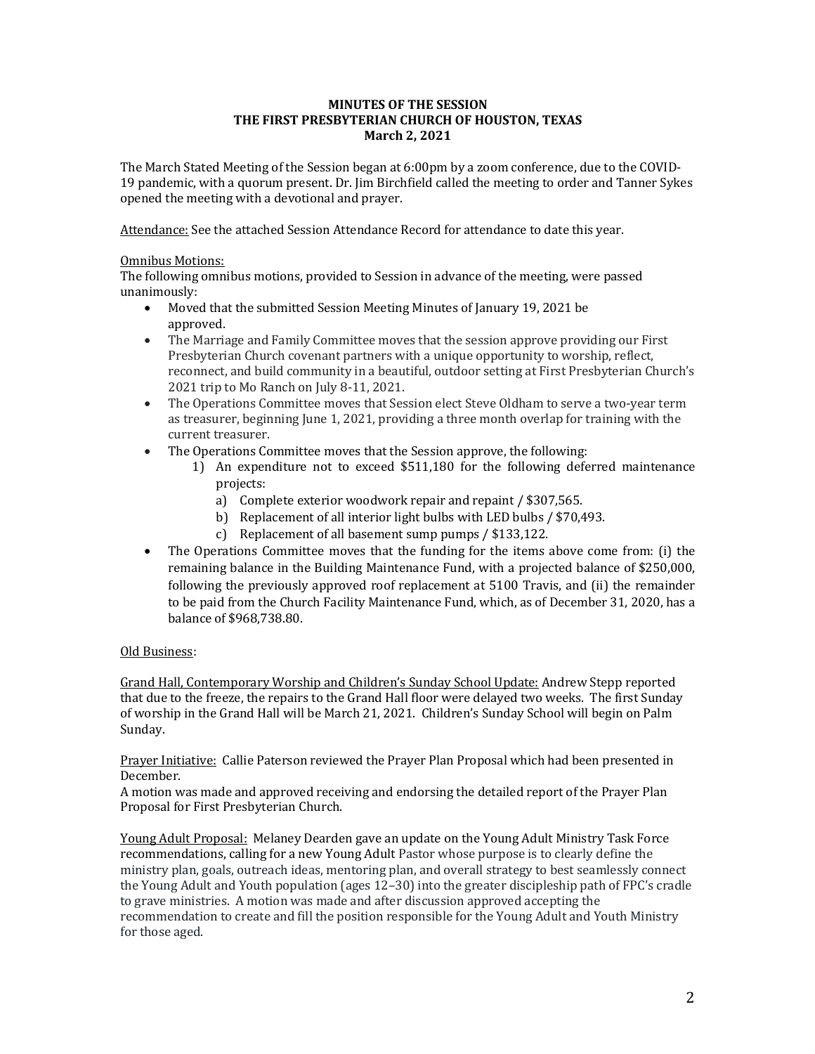**MINUTES OF THE SESSION**
**THE FIRST PRESBYTERIAN CHURCH OF HOUSTON, TEXAS**
**March 2, 2021**

The March Stated Meeting of the Session began at 6:00pm by a zoom conference, due to the COVID-19 pandemic, with a quorum present. Dr. Jim Birchfield called the meeting to order and Tanner Sykes opened the meeting with a devotional and prayer.

Attendance: See the attached Session Attendance Record for attendance to date this year.

Omnibus Motions:
The following omnibus motions, provided to Session in advance of the meeting, were passed unanimously:

- Moved that the submitted Session Meeting Minutes of January 19, 2021 be approved.
- The Marriage and Family Committee moves that the session approve providing our First Presbyterian Church covenant partners with a unique opportunity to worship, reflect, reconnect, and build community in a beautiful, outdoor setting at First Presbyterian Church's 2021 trip to Mo Ranch on July 8-11, 2021.
- The Operations Committee moves that Session elect Steve Oldham to serve a two-year term as treasurer, beginning June 1, 2021, providing a three month overlap for training with the current treasurer.
- The Operations Committee moves that the Session approve, the following:
    1) An expenditure not to exceed $511,180 for the following deferred maintenance projects:
        a) Complete exterior woodwork repair and repaint / $307,565.
        b) Replacement of all interior light bulbs with LED bulbs / $70,493.
        c) Replacement of all basement sump pumps / $133,122.
- The Operations Committee moves that the funding for the items above come from: (i) the remaining balance in the Building Maintenance Fund, with a projected balance of $250,000, following the previously approved roof replacement at 5100 Travis, and (ii) the remainder to be paid from the Church Facility Maintenance Fund, which, as of December 31, 2020, has a balance of $968,738.80.

Old Business:

Grand Hall, Contemporary Worship and Children's Sunday School Update: Andrew Stepp reported that due to the freeze, the repairs to the Grand Hall floor were delayed two weeks. The first Sunday of worship in the Grand Hall will be March 21, 2021. Children's Sunday School will begin on Palm Sunday.

Prayer Initiative: Callie Paterson reviewed the Prayer Plan Proposal which had been presented in December.
A motion was made and approved receiving and endorsing the detailed report of the Prayer Plan Proposal for First Presbyterian Church.

Young Adult Proposal: Melaney Dearden gave an update on the Young Adult Ministry Task Force recommendations, calling for a new Young Adult Pastor whose purpose is to clearly define the ministry plan, goals, outreach ideas, mentoring plan, and overall strategy to best seamlessly connect the Young Adult and Youth population (ages 12–30) into the greater discipleship path of FPC's cradle to grave ministries. A motion was made and after discussion approved accepting the recommendation to create and fill the position responsible for the Young Adult and Youth Ministry for those aged.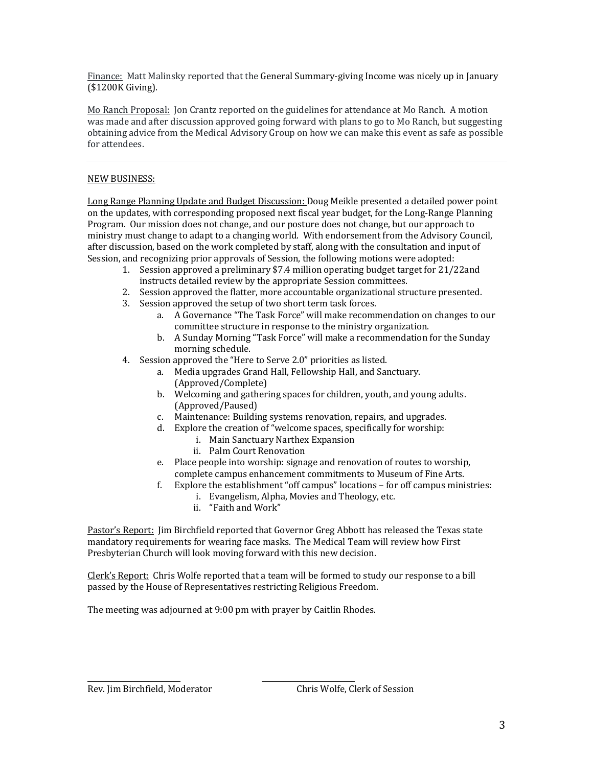Finance: Matt Malinsky reported that the General Summary-giving Income was nicely up in January ($1200K Giving).

Mo Ranch Proposal: Jon Crantz reported on the guidelines for attendance at Mo Ranch. A motion was made and after discussion approved going forward with plans to go to Mo Ranch, but suggesting obtaining advice from the Medical Advisory Group on how we can make this event as safe as possible for attendees.

---

NEW BUSINESS:

Long Range Planning Update and Budget Discussion: Doug Meikle presented a detailed power point on the updates, with corresponding proposed next fiscal year budget, for the Long-Range Planning Program. Our mission does not change, and our posture does not change, but our approach to ministry must change to adapt to a changing world. With endorsement from the Advisory Council, after discussion, based on the work completed by staff, along with the consultation and input of Session, and recognizing prior approvals of Session, the following motions were adopted:

1. Session approved a preliminary $7.4 million operating budget target for 21/22and instructs detailed review by the appropriate Session committees.
2. Session approved the flatter, more accountable organizational structure presented.
3. Session approved the setup of two short term task forces.
   a. A Governance "The Task Force" will make recommendation on changes to our committee structure in response to the ministry organization.
   b. A Sunday Morning "Task Force" will make a recommendation for the Sunday morning schedule.
4. Session approved the "Here to Serve 2.0" priorities as listed.
   a. Media upgrades Grand Hall, Fellowship Hall, and Sanctuary. (Approved/Complete)
   b. Welcoming and gathering spaces for children, youth, and young adults. (Approved/Paused)
   c. Maintenance: Building systems renovation, repairs, and upgrades.
   d. Explore the creation of "welcome spaces, specifically for worship:
      i. Main Sanctuary Narthex Expansion
      ii. Palm Court Renovation
   e. Place people into worship: signage and renovation of routes to worship, complete campus enhancement commitments to Museum of Fine Arts.
   f. Explore the establishment "off campus" locations – for off campus ministries:
      i. Evangelism, Alpha, Movies and Theology, etc.
      ii. "Faith and Work"

Pastor's Report: Jim Birchfield reported that Governor Greg Abbott has released the Texas state mandatory requirements for wearing face masks. The Medical Team will review how First Presbyterian Church will look moving forward with this new decision.

Clerk's Report: Chris Wolfe reported that a team will be formed to study our response to a bill passed by the House of Representatives restricting Religious Freedom.

The meeting was adjourned at 9:00 pm with prayer by Caitlin Rhodes.

\_\_\_\_\_\_\_\_\_\_\_\_\_\_\_\_\_\_\_\_\_\_\_\_ \_\_\_\_\_\_\_\_\_\_\_\_\_\_\_\_\_\_\_\_\_\_\_\_

Rev. Jim Birchfield, Moderator Chris Wolfe, Clerk of Session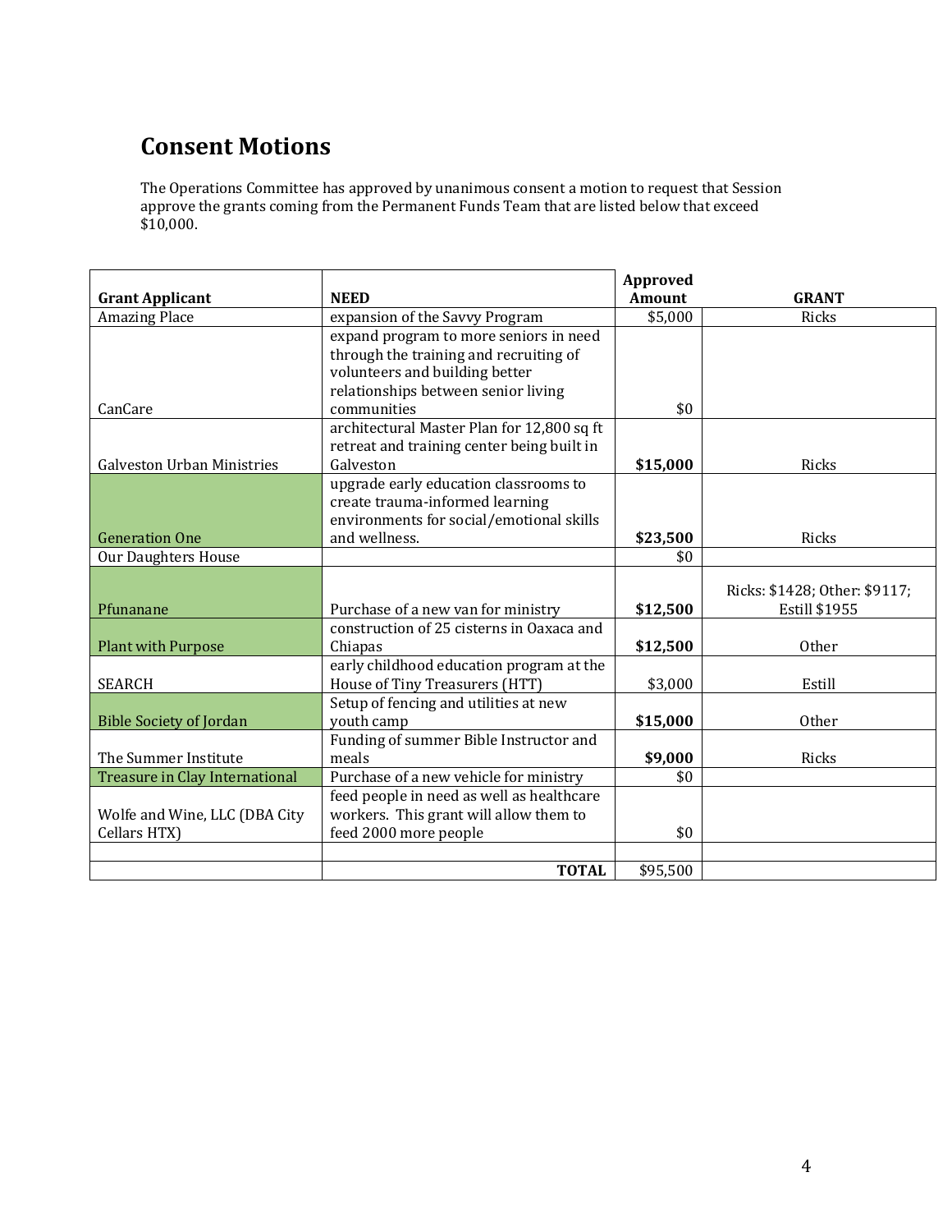## Consent Motions

The Operations Committee has approved by unanimous consent a motion to request that Session approve the grants coming from the Permanent Funds Team that are listed below that exceed $10,000.

| Grant Applicant | NEED | Approved Amount | GRANT |
|---|---|---|---|
| Amazing Place | expansion of the Savvy Program | $5,000 | Ricks |
| CanCare | expand program to more seniors in need through the training and recruiting of volunteers and building better relationships between senior living communities | $0 | |
| Galveston Urban Ministries | architectural Master Plan for 12,800 sq ft retreat and training center being built in Galveston | **$15,000** | Ricks |
| Generation One | upgrade early education classrooms to create trauma-informed learning environments for social/emotional skills and wellness. | **$23,500** | Ricks |
| Our Daughters House | | $0 | |
| Pfunanane | Purchase of a new van for ministry | **$12,500** | Ricks: $1428; Other: $9117; Estill $1955 |
| Plant with Purpose | construction of 25 cisterns in Oaxaca and Chiapas | **$12,500** | Other |
| SEARCH | early childhood education program at the House of Tiny Treasurers (HTT) | $3,000 | Estill |
| Bible Society of Jordan | Setup of fencing and utilities at new youth camp | **$15,000** | Other |
| The Summer Institute | Funding of summer Bible Instructor and meals | **$9,000** | Ricks |
| Treasure in Clay International | Purchase of a new vehicle for ministry | $0 | |
| Wolfe and Wine, LLC (DBA City Cellars HTX) | feed people in need as well as healthcare workers. This grant will allow them to feed 2000 more people | $0 | |
| | | | |
| | **TOTAL** | $95,500 | |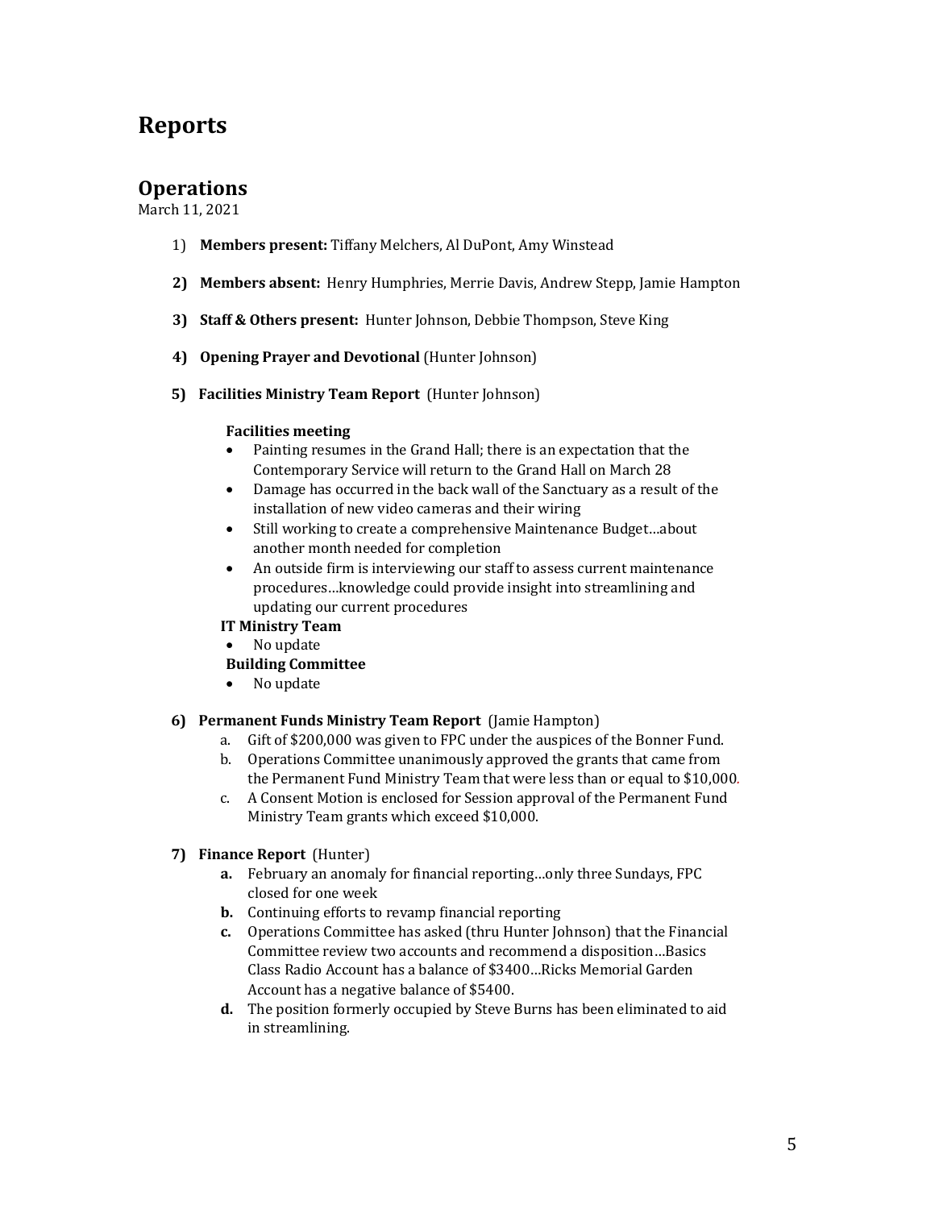# Reports

## Operations

March 11, 2021

1) **Members present:** Tiffany Melchers, Al DuPont, Amy Winstead

2) **Members absent:** Henry Humphries, Merrie Davis, Andrew Stepp, Jamie Hampton

3) **Staff & Others present:** Hunter Johnson, Debbie Thompson, Steve King

4) **Opening Prayer and Devotional** (Hunter Johnson)

5) **Facilities Ministry Team Report** (Hunter Johnson)

   **Facilities meeting**
   - Painting resumes in the Grand Hall; there is an expectation that the Contemporary Service will return to the Grand Hall on March 28
   - Damage has occurred in the back wall of the Sanctuary as a result of the installation of new video cameras and their wiring
   - Still working to create a comprehensive Maintenance Budget…about another month needed for completion
   - An outside firm is interviewing our staff to assess current maintenance procedures…knowledge could provide insight into streamlining and updating our current procedures

   **IT Ministry Team**
   - No update

   **Building Committee**
   - No update

6) **Permanent Funds Ministry Team Report** (Jamie Hampton)
   a. Gift of $200,000 was given to FPC under the auspices of the Bonner Fund.
   b. Operations Committee unanimously approved the grants that came from the Permanent Fund Ministry Team that were less than or equal to $10,000.
   c. A Consent Motion is enclosed for Session approval of the Permanent Fund Ministry Team grants which exceed $10,000.

7) **Finance Report** (Hunter)
   **a.** February an anomaly for financial reporting…only three Sundays, FPC closed for one week
   **b.** Continuing efforts to revamp financial reporting
   **c.** Operations Committee has asked (thru Hunter Johnson) that the Financial Committee review two accounts and recommend a disposition…Basics Class Radio Account has a balance of $3400…Ricks Memorial Garden Account has a negative balance of $5400.
   **d.** The position formerly occupied by Steve Burns has been eliminated to aid in streamlining.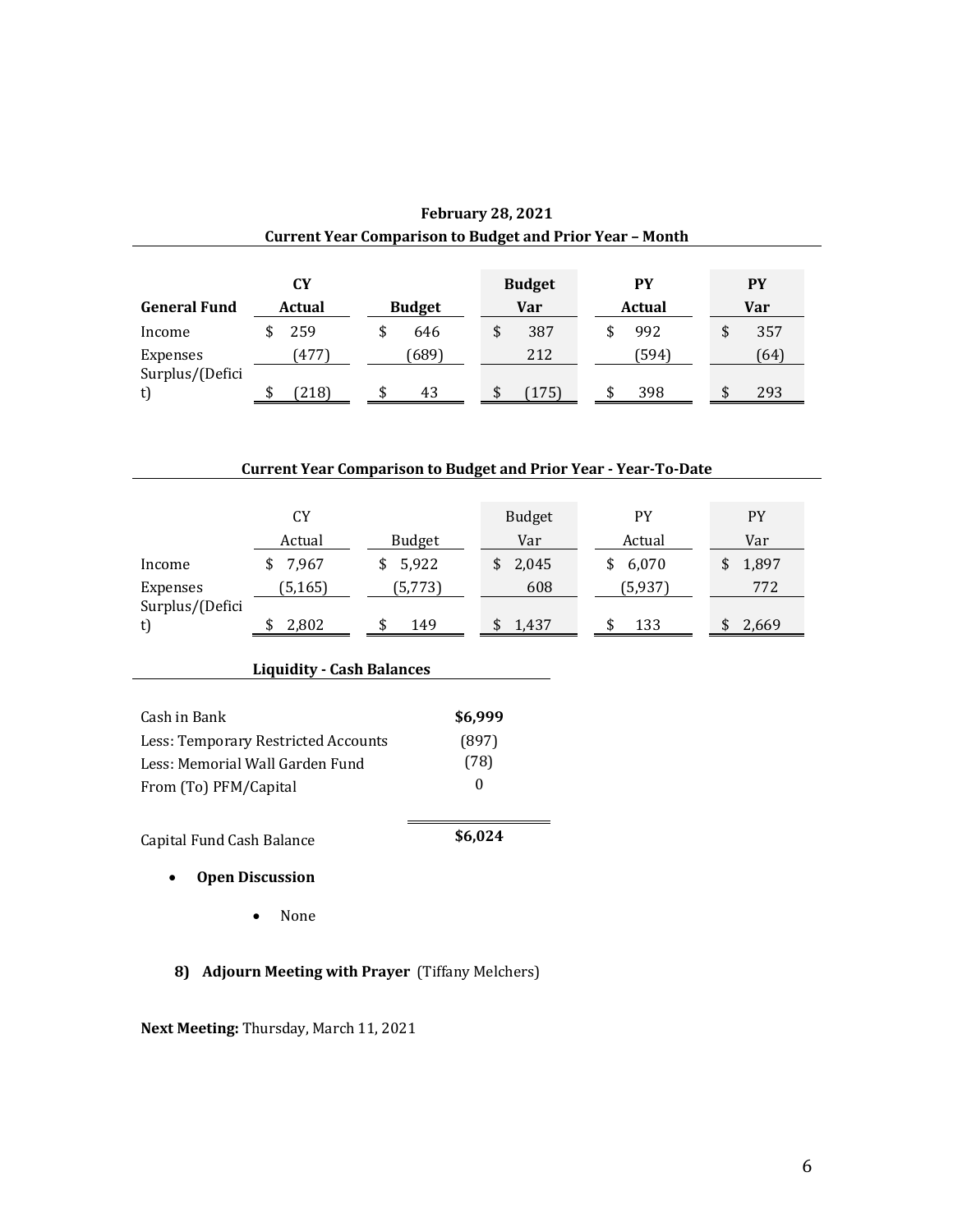**February 28, 2021**

**Current Year Comparison to Budget and Prior Year – Month**

| **General Fund** | **CY Actual** | **Budget** | **Budget Var** | **PY Actual** | **PY Var** |
|---|---|---|---|---|---|
| Income | $ 259 | $ 646 | $ 387 | $ 992 | $ 357 |
| Expenses | (477) | (689) | 212 | (594) | (64) |
| Surplus/(Deficit) | $ (218) | $ 43 | $ (175) | $ 398 | $ 293 |

**Current Year Comparison to Budget and Prior Year - Year-To-Date**

| | CY Actual | Budget | Budget Var | PY Actual | PY Var |
|---|---|---|---|---|---|
| Income | $ 7,967 | $ 5,922 | $ 2,045 | $ 6,070 | $ 1,897 |
| Expenses | (5,165) | (5,773) | 608 | (5,937) | 772 |
| Surplus/(Deficit) | $ 2,802 | $ 149 | $ 1,437 | $ 133 | $ 2,669 |

**Liquidity - Cash Balances**

| | |
|---|---|
| Cash in Bank | **$6,999** |
| Less: Temporary Restricted Accounts | (897) |
| Less: Memorial Wall Garden Fund | (78) |
| From (To) PFM/Capital | 0 |
| Capital Fund Cash Balance | **$6,024** |

- **Open Discussion**
  - None

**8) Adjourn Meeting with Prayer** (Tiffany Melchers)

**Next Meeting:** Thursday, March 11, 2021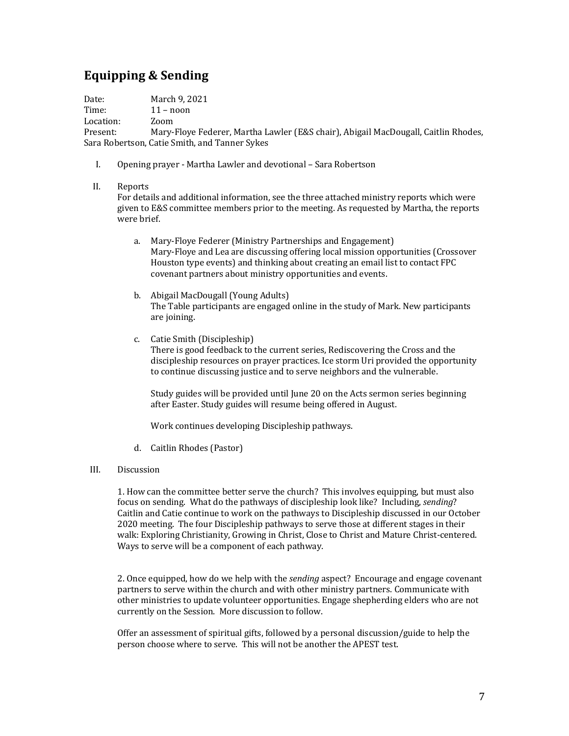## Equipping & Sending

Date: March 9, 2021
Time: 11 – noon
Location: Zoom
Present: Mary-Floye Federer, Martha Lawler (E&S chair), Abigail MacDougall, Caitlin Rhodes, Sara Robertson, Catie Smith, and Tanner Sykes

I. Opening prayer - Martha Lawler and devotional – Sara Robertson

II. Reports
For details and additional information, see the three attached ministry reports which were given to E&S committee members prior to the meeting. As requested by Martha, the reports were brief.

   a. Mary-Floye Federer (Ministry Partnerships and Engagement)
   Mary-Floye and Lea are discussing offering local mission opportunities (Crossover Houston type events) and thinking about creating an email list to contact FPC covenant partners about ministry opportunities and events.

   b. Abigail MacDougall (Young Adults)
   The Table participants are engaged online in the study of Mark. New participants are joining.

   c. Catie Smith (Discipleship)
   There is good feedback to the current series, Rediscovering the Cross and the discipleship resources on prayer practices. Ice storm Uri provided the opportunity to continue discussing justice and to serve neighbors and the vulnerable.

   Study guides will be provided until June 20 on the Acts sermon series beginning after Easter. Study guides will resume being offered in August.

   Work continues developing Discipleship pathways.

   d. Caitlin Rhodes (Pastor)

III. Discussion

1. How can the committee better serve the church? This involves equipping, but must also focus on sending. What do the pathways of discipleship look like? Including, *sending*? Caitlin and Catie continue to work on the pathways to Discipleship discussed in our October 2020 meeting. The four Discipleship pathways to serve those at different stages in their walk: Exploring Christianity, Growing in Christ, Close to Christ and Mature Christ-centered. Ways to serve will be a component of each pathway.

2. Once equipped, how do we help with the *sending* aspect? Encourage and engage covenant partners to serve within the church and with other ministry partners. Communicate with other ministries to update volunteer opportunities. Engage shepherding elders who are not currently on the Session. More discussion to follow.

Offer an assessment of spiritual gifts, followed by a personal discussion/guide to help the person choose where to serve. This will not be another the APEST test.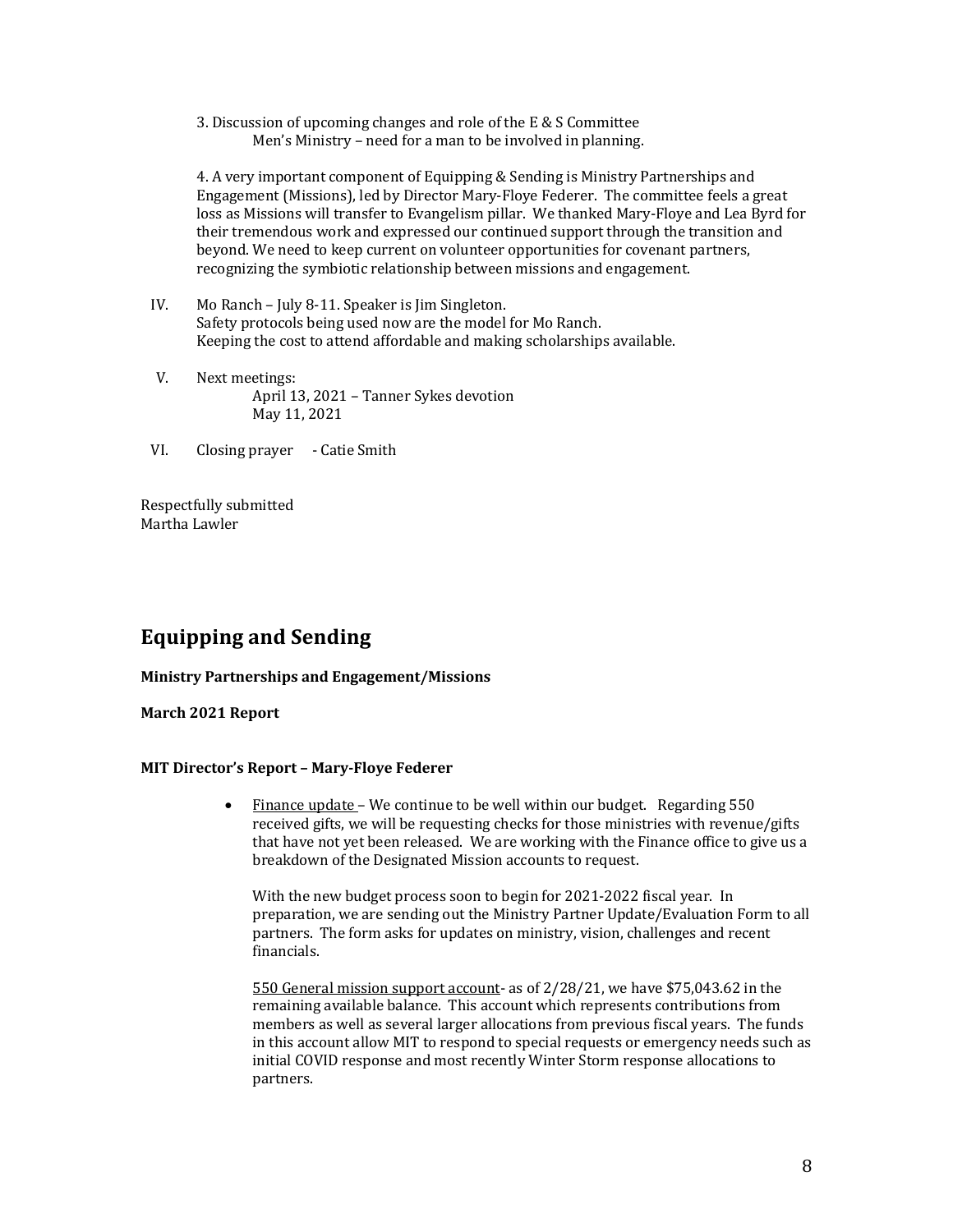3. Discussion of upcoming changes and role of the E & S Committee
Men's Ministry – need for a man to be involved in planning.

4. A very important component of Equipping & Sending is Ministry Partnerships and Engagement (Missions), led by Director Mary-Floye Federer. The committee feels a great loss as Missions will transfer to Evangelism pillar. We thanked Mary-Floye and Lea Byrd for their tremendous work and expressed our continued support through the transition and beyond. We need to keep current on volunteer opportunities for covenant partners, recognizing the symbiotic relationship between missions and engagement.

IV. Mo Ranch – July 8-11. Speaker is Jim Singleton.
Safety protocols being used now are the model for Mo Ranch.
Keeping the cost to attend affordable and making scholarships available.

V. Next meetings:
April 13, 2021 – Tanner Sykes devotion
May 11, 2021

VI. Closing prayer - Catie Smith

Respectfully submitted
Martha Lawler

## Equipping and Sending

**Ministry Partnerships and Engagement/Missions**

**March 2021 Report**

**MIT Director's Report – Mary-Floye Federer**

- Finance update – We continue to be well within our budget. Regarding 550 received gifts, we will be requesting checks for those ministries with revenue/gifts that have not yet been released. We are working with the Finance office to give us a breakdown of the Designated Mission accounts to request.

  With the new budget process soon to begin for 2021-2022 fiscal year. In preparation, we are sending out the Ministry Partner Update/Evaluation Form to all partners. The form asks for updates on ministry, vision, challenges and recent financials.

  550 General mission support account- as of 2/28/21, we have $75,043.62 in the remaining available balance. This account which represents contributions from members as well as several larger allocations from previous fiscal years. The funds in this account allow MIT to respond to special requests or emergency needs such as initial COVID response and most recently Winter Storm response allocations to partners.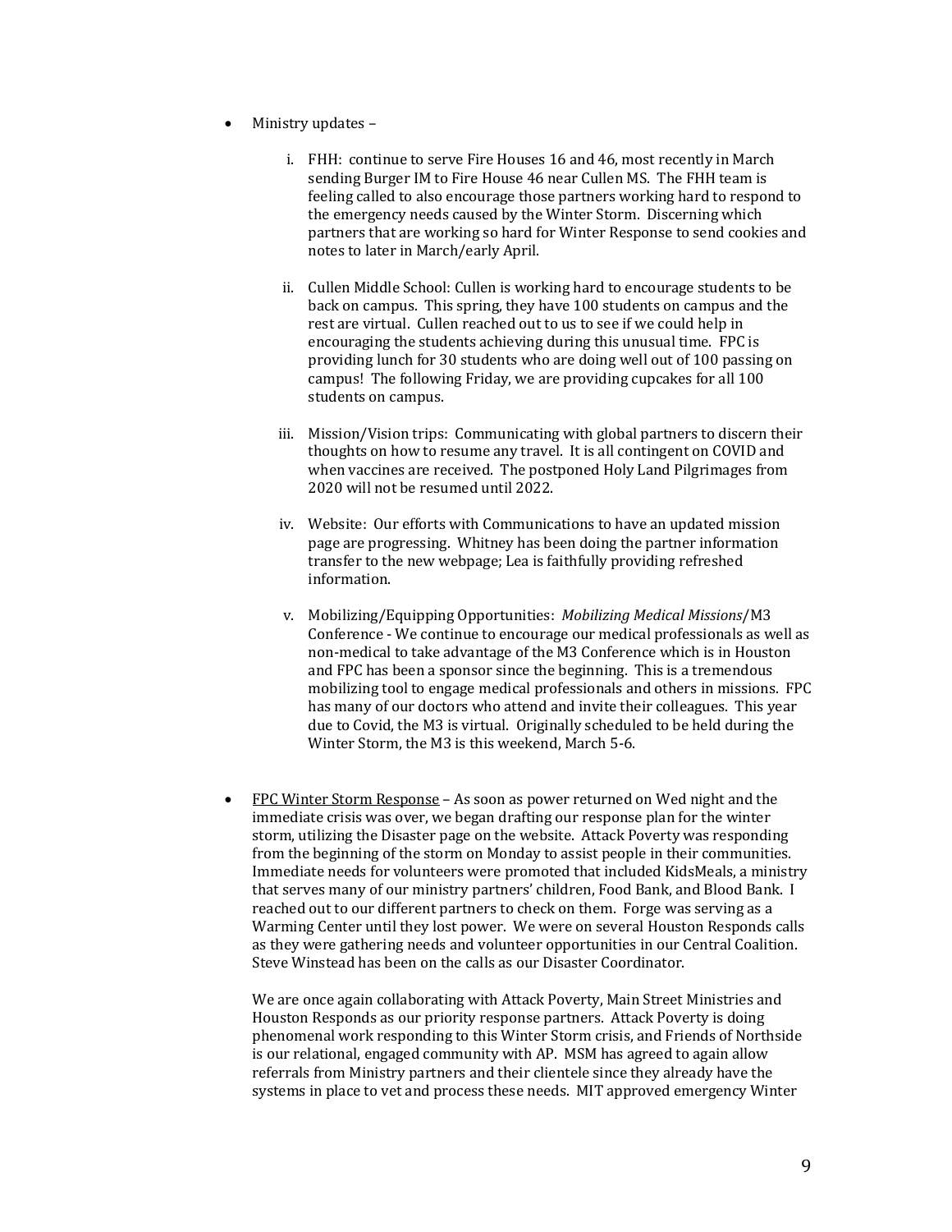- Ministry updates –

  i. FHH: continue to serve Fire Houses 16 and 46, most recently in March sending Burger IM to Fire House 46 near Cullen MS. The FHH team is feeling called to also encourage those partners working hard to respond to the emergency needs caused by the Winter Storm. Discerning which partners that are working so hard for Winter Response to send cookies and notes to later in March/early April.

  ii. Cullen Middle School: Cullen is working hard to encourage students to be back on campus. This spring, they have 100 students on campus and the rest are virtual. Cullen reached out to us to see if we could help in encouraging the students achieving during this unusual time. FPC is providing lunch for 30 students who are doing well out of 100 passing on campus! The following Friday, we are providing cupcakes for all 100 students on campus.

  iii. Mission/Vision trips: Communicating with global partners to discern their thoughts on how to resume any travel. It is all contingent on COVID and when vaccines are received. The postponed Holy Land Pilgrimages from 2020 will not be resumed until 2022.

  iv. Website: Our efforts with Communications to have an updated mission page are progressing. Whitney has been doing the partner information transfer to the new webpage; Lea is faithfully providing refreshed information.

  v. Mobilizing/Equipping Opportunities: *Mobilizing Medical Missions*/M3 Conference - We continue to encourage our medical professionals as well as non-medical to take advantage of the M3 Conference which is in Houston and FPC has been a sponsor since the beginning. This is a tremendous mobilizing tool to engage medical professionals and others in missions. FPC has many of our doctors who attend and invite their colleagues. This year due to Covid, the M3 is virtual. Originally scheduled to be held during the Winter Storm, the M3 is this weekend, March 5-6.

- <u>FPC Winter Storm Response</u> – As soon as power returned on Wed night and the immediate crisis was over, we began drafting our response plan for the winter storm, utilizing the Disaster page on the website. Attack Poverty was responding from the beginning of the storm on Monday to assist people in their communities. Immediate needs for volunteers were promoted that included KidsMeals, a ministry that serves many of our ministry partners' children, Food Bank, and Blood Bank. I reached out to our different partners to check on them. Forge was serving as a Warming Center until they lost power. We were on several Houston Responds calls as they were gathering needs and volunteer opportunities in our Central Coalition. Steve Winstead has been on the calls as our Disaster Coordinator.

  We are once again collaborating with Attack Poverty, Main Street Ministries and Houston Responds as our priority response partners. Attack Poverty is doing phenomenal work responding to this Winter Storm crisis, and Friends of Northside is our relational, engaged community with AP. MSM has agreed to again allow referrals from Ministry partners and their clientele since they already have the systems in place to vet and process these needs. MIT approved emergency Winter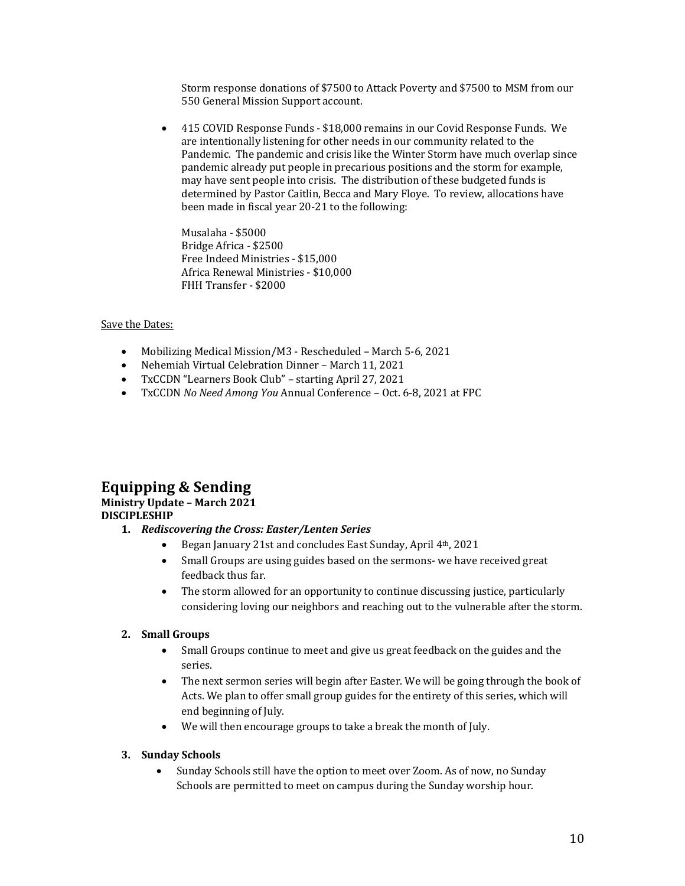Storm response donations of $7500 to Attack Poverty and $7500 to MSM from our 550 General Mission Support account.

- 415 COVID Response Funds - $18,000 remains in our Covid Response Funds. We are intentionally listening for other needs in our community related to the Pandemic. The pandemic and crisis like the Winter Storm have much overlap since pandemic already put people in precarious positions and the storm for example, may have sent people into crisis. The distribution of these budgeted funds is determined by Pastor Caitlin, Becca and Mary Floye. To review, allocations have been made in fiscal year 20-21 to the following:

  Musalaha - $5000
  Bridge Africa - $2500
  Free Indeed Ministries - $15,000
  Africa Renewal Ministries - $10,000
  FHH Transfer - $2000

Save the Dates:

- Mobilizing Medical Mission/M3 - Rescheduled – March 5-6, 2021
- Nehemiah Virtual Celebration Dinner – March 11, 2021
- TxCCDN "Learners Book Club" – starting April 27, 2021
- TxCCDN *No Need Among You* Annual Conference – Oct. 6-8, 2021 at FPC

## Equipping & Sending

**Ministry Update – March 2021**
**DISCIPLESHIP**

1. ***Rediscovering the Cross: Easter/Lenten Series***
   - Began January 21st and concludes East Sunday, April 4th, 2021
   - Small Groups are using guides based on the sermons- we have received great feedback thus far.
   - The storm allowed for an opportunity to continue discussing justice, particularly considering loving our neighbors and reaching out to the vulnerable after the storm.

2. **Small Groups**
   - Small Groups continue to meet and give us great feedback on the guides and the series.
   - The next sermon series will begin after Easter. We will be going through the book of Acts. We plan to offer small group guides for the entirety of this series, which will end beginning of July.
   - We will then encourage groups to take a break the month of July.

3. **Sunday Schools**
   - Sunday Schools still have the option to meet over Zoom. As of now, no Sunday Schools are permitted to meet on campus during the Sunday worship hour.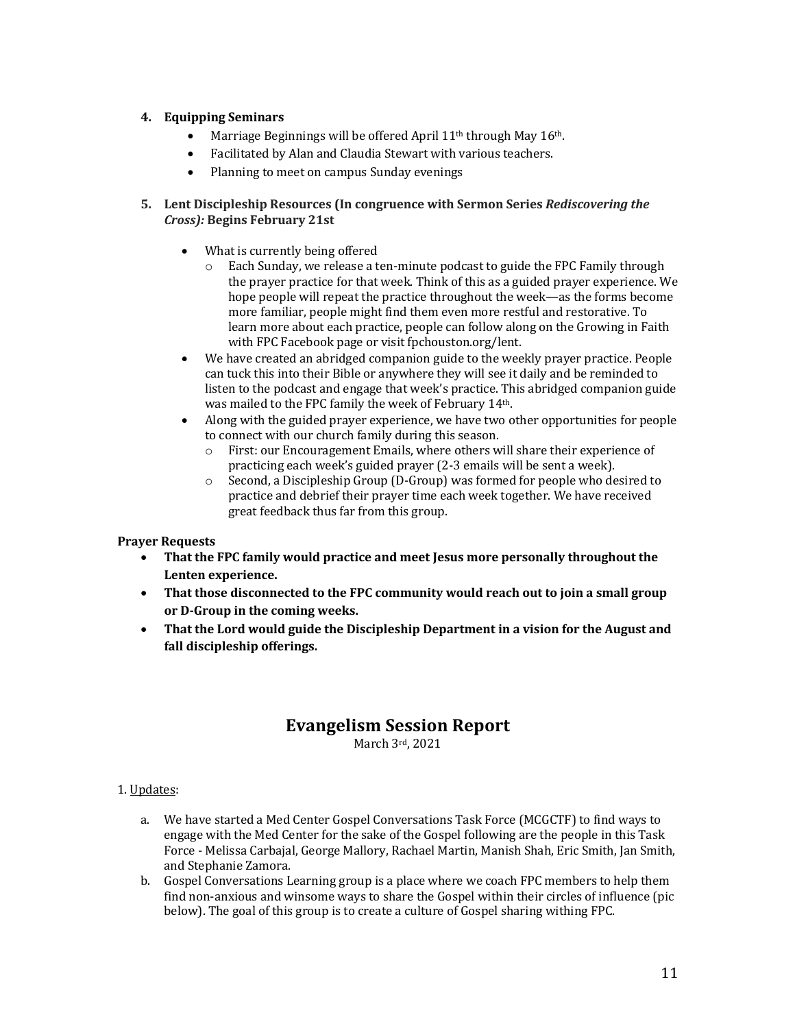4. **Equipping Seminars**
    - Marriage Beginnings will be offered April 11th through May 16th.
    - Facilitated by Alan and Claudia Stewart with various teachers.
    - Planning to meet on campus Sunday evenings

5. **Lent Discipleship Resources (In congruence with Sermon Series *Rediscovering the Cross):* Begins February 21st**

    - What is currently being offered
        - Each Sunday, we release a ten-minute podcast to guide the FPC Family through the prayer practice for that week. Think of this as a guided prayer experience. We hope people will repeat the practice throughout the week—as the forms become more familiar, people might find them even more restful and restorative. To learn more about each practice, people can follow along on the Growing in Faith with FPC Facebook page or visit fpchouston.org/lent.
    - We have created an abridged companion guide to the weekly prayer practice. People can tuck this into their Bible or anywhere they will see it daily and be reminded to listen to the podcast and engage that week's practice. This abridged companion guide was mailed to the FPC family the week of February 14th.
    - Along with the guided prayer experience, we have two other opportunities for people to connect with our church family during this season.
        - First: our Encouragement Emails, where others will share their experience of practicing each week's guided prayer (2-3 emails will be sent a week).
        - Second, a Discipleship Group (D-Group) was formed for people who desired to practice and debrief their prayer time each week together. We have received great feedback thus far from this group.

**Prayer Requests**

- **That the FPC family would practice and meet Jesus more personally throughout the Lenten experience.**
- **That those disconnected to the FPC community would reach out to join a small group or D-Group in the coming weeks.**
- **That the Lord would guide the Discipleship Department in a vision for the August and fall discipleship offerings.**

# Evangelism Session Report

March 3rd, 2021

1. Updates:

    a. We have started a Med Center Gospel Conversations Task Force (MCGCTF) to find ways to engage with the Med Center for the sake of the Gospel following are the people in this Task Force - Melissa Carbajal, George Mallory, Rachael Martin, Manish Shah, Eric Smith, Jan Smith, and Stephanie Zamora.

    b. Gospel Conversations Learning group is a place where we coach FPC members to help them find non-anxious and winsome ways to share the Gospel within their circles of influence (pic below). The goal of this group is to create a culture of Gospel sharing withing FPC.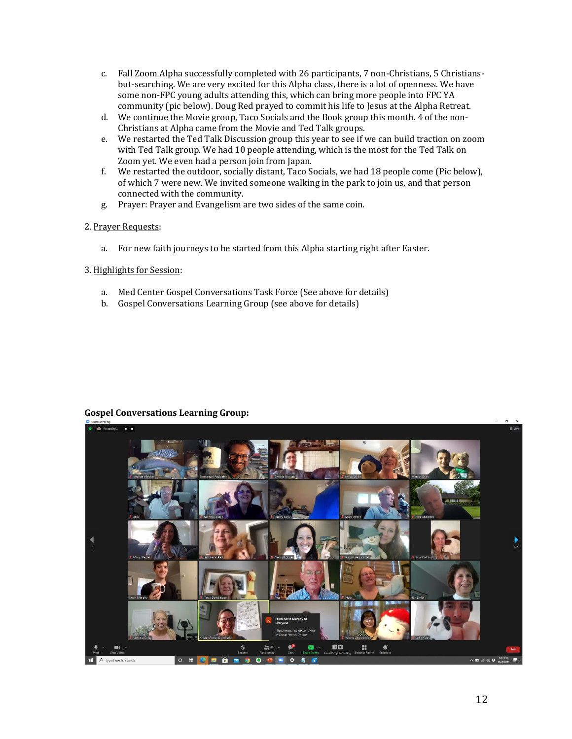c. Fall Zoom Alpha successfully completed with 26 participants, 7 non-Christians, 5 Christians-but-searching. We are very excited for this Alpha class, there is a lot of openness. We have some non-FPC young adults attending this, which can bring more people into FPC YA community (pic below). Doug Red prayed to commit his life to Jesus at the Alpha Retreat.
d. We continue the Movie group, Taco Socials and the Book group this month. 4 of the non-Christians at Alpha came from the Movie and Ted Talk groups.
e. We restarted the Ted Talk Discussion group this year to see if we can build traction on zoom with Ted Talk group. We had 10 people attending, which is the most for the Ted Talk on Zoom yet. We even had a person join from Japan.
f. We restarted the outdoor, socially distant, Taco Socials, we had 18 people come (Pic below), of which 7 were new. We invited someone walking in the park to join us, and that person connected with the community.
g. Prayer: Prayer and Evangelism are two sides of the same coin.

2. Prayer Requests:

a. For new faith journeys to be started from this Alpha starting right after Easter.

3. Highlights for Session:

a. Med Center Gospel Conversations Task Force (See above for details)
b. Gospel Conversations Learning Group (see above for details)

**Gospel Conversations Learning Group:**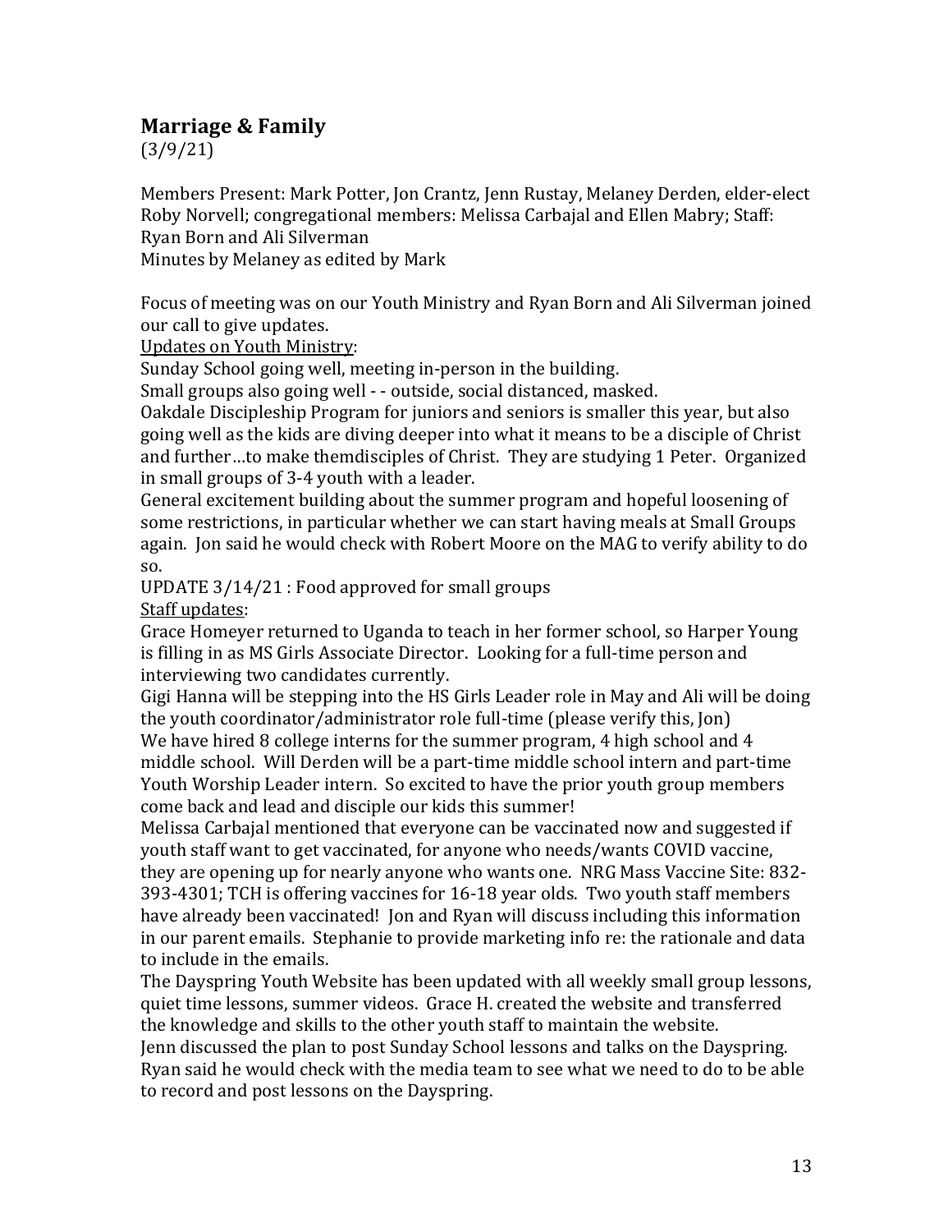## Marriage & Family

(3/9/21)

Members Present: Mark Potter, Jon Crantz, Jenn Rustay, Melaney Derden, elder-elect Roby Norvell; congregational members: Melissa Carbajal and Ellen Mabry; Staff: Ryan Born and Ali Silverman
Minutes by Melaney as edited by Mark

Focus of meeting was on our Youth Ministry and Ryan Born and Ali Silverman joined our call to give updates.

<u>Updates on Youth Ministry</u>:

Sunday School going well, meeting in-person in the building.

Small groups also going well - - outside, social distanced, masked.

Oakdale Discipleship Program for juniors and seniors is smaller this year, but also going well as the kids are diving deeper into what it means to be a disciple of Christ and further…to make themdisciples of Christ. They are studying 1 Peter. Organized in small groups of 3-4 youth with a leader.

General excitement building about the summer program and hopeful loosening of some restrictions, in particular whether we can start having meals at Small Groups again. Jon said he would check with Robert Moore on the MAG to verify ability to do so.

UPDATE 3/14/21 : Food approved for small groups

<u>Staff updates</u>:

Grace Homeyer returned to Uganda to teach in her former school, so Harper Young is filling in as MS Girls Associate Director. Looking for a full-time person and interviewing two candidates currently.

Gigi Hanna will be stepping into the HS Girls Leader role in May and Ali will be doing the youth coordinator/administrator role full-time (please verify this, Jon)

We have hired 8 college interns for the summer program, 4 high school and 4 middle school. Will Derden will be a part-time middle school intern and part-time Youth Worship Leader intern. So excited to have the prior youth group members come back and lead and disciple our kids this summer!

Melissa Carbajal mentioned that everyone can be vaccinated now and suggested if youth staff want to get vaccinated, for anyone who needs/wants COVID vaccine, they are opening up for nearly anyone who wants one. NRG Mass Vaccine Site: 832-393-4301; TCH is offering vaccines for 16-18 year olds. Two youth staff members have already been vaccinated! Jon and Ryan will discuss including this information in our parent emails. Stephanie to provide marketing info re: the rationale and data to include in the emails.

The Dayspring Youth Website has been updated with all weekly small group lessons, quiet time lessons, summer videos. Grace H. created the website and transferred the knowledge and skills to the other youth staff to maintain the website.

Jenn discussed the plan to post Sunday School lessons and talks on the Dayspring. Ryan said he would check with the media team to see what we need to do to be able to record and post lessons on the Dayspring.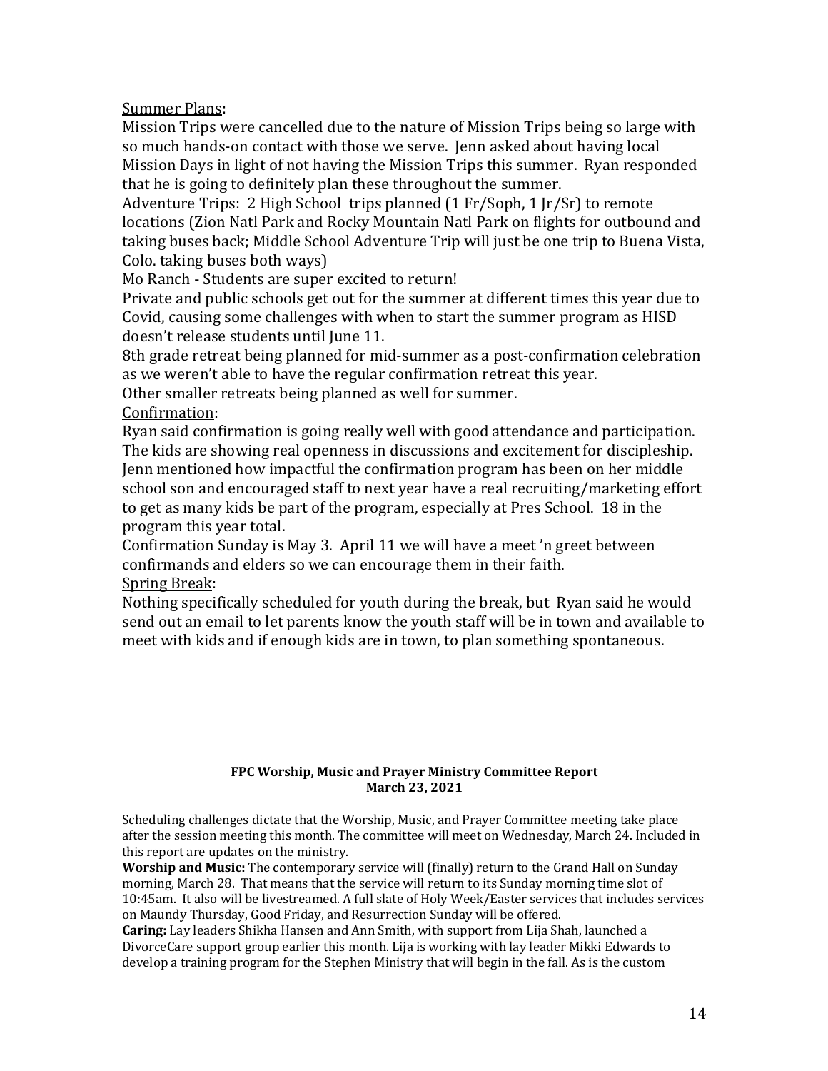Summer Plans:

Mission Trips were cancelled due to the nature of Mission Trips being so large with so much hands-on contact with those we serve. Jenn asked about having local Mission Days in light of not having the Mission Trips this summer. Ryan responded that he is going to definitely plan these throughout the summer.

Adventure Trips: 2 High School trips planned (1 Fr/Soph, 1 Jr/Sr) to remote locations (Zion Natl Park and Rocky Mountain Natl Park on flights for outbound and taking buses back; Middle School Adventure Trip will just be one trip to Buena Vista, Colo. taking buses both ways)

Mo Ranch - Students are super excited to return!

Private and public schools get out for the summer at different times this year due to Covid, causing some challenges with when to start the summer program as HISD doesn't release students until June 11.

8th grade retreat being planned for mid-summer as a post-confirmation celebration as we weren't able to have the regular confirmation retreat this year.

Other smaller retreats being planned as well for summer.

Confirmation:

Ryan said confirmation is going really well with good attendance and participation. The kids are showing real openness in discussions and excitement for discipleship. Jenn mentioned how impactful the confirmation program has been on her middle school son and encouraged staff to next year have a real recruiting/marketing effort to get as many kids be part of the program, especially at Pres School. 18 in the program this year total.

Confirmation Sunday is May 3. April 11 we will have a meet 'n greet between confirmands and elders so we can encourage them in their faith.

Spring Break:

Nothing specifically scheduled for youth during the break, but Ryan said he would send out an email to let parents know the youth staff will be in town and available to meet with kids and if enough kids are in town, to plan something spontaneous.

**FPC Worship, Music and Prayer Ministry Committee Report**
**March 23, 2021**

Scheduling challenges dictate that the Worship, Music, and Prayer Committee meeting take place after the session meeting this month. The committee will meet on Wednesday, March 24. Included in this report are updates on the ministry.

**Worship and Music:** The contemporary service will (finally) return to the Grand Hall on Sunday morning, March 28. That means that the service will return to its Sunday morning time slot of 10:45am. It also will be livestreamed. A full slate of Holy Week/Easter services that includes services on Maundy Thursday, Good Friday, and Resurrection Sunday will be offered.

**Caring:** Lay leaders Shikha Hansen and Ann Smith, with support from Lija Shah, launched a DivorceCare support group earlier this month. Lija is working with lay leader Mikki Edwards to develop a training program for the Stephen Ministry that will begin in the fall. As is the custom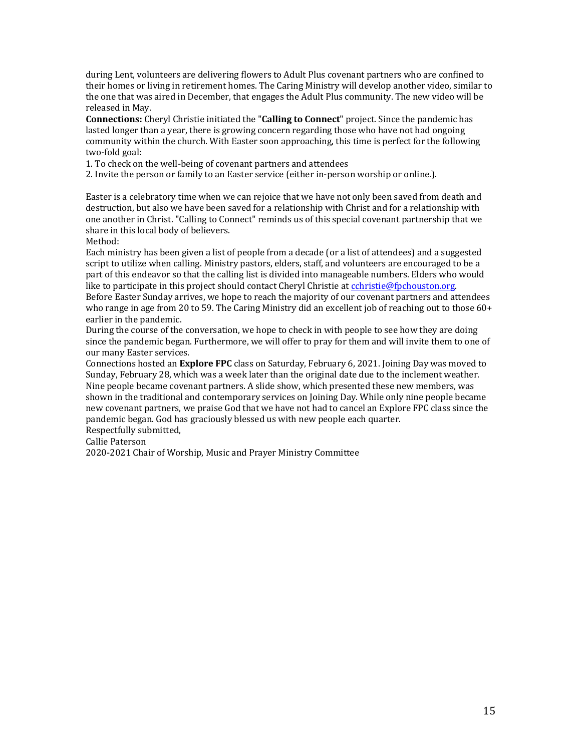during Lent, volunteers are delivering flowers to Adult Plus covenant partners who are confined to their homes or living in retirement homes. The Caring Ministry will develop another video, similar to the one that was aired in December, that engages the Adult Plus community. The new video will be released in May.

**Connections:** Cheryl Christie initiated the "**Calling to Connect**" project. Since the pandemic has lasted longer than a year, there is growing concern regarding those who have not had ongoing community within the church. With Easter soon approaching, this time is perfect for the following two-fold goal:

1. To check on the well-being of covenant partners and attendees
2. Invite the person or family to an Easter service (either in-person worship or online.).

Easter is a celebratory time when we can rejoice that we have not only been saved from death and destruction, but also we have been saved for a relationship with Christ and for a relationship with one another in Christ. "Calling to Connect" reminds us of this special covenant partnership that we share in this local body of believers.

Method:

Each ministry has been given a list of people from a decade (or a list of attendees) and a suggested script to utilize when calling. Ministry pastors, elders, staff, and volunteers are encouraged to be a part of this endeavor so that the calling list is divided into manageable numbers. Elders who would like to participate in this project should contact Cheryl Christie at cchristie@fpchouston.org.

Before Easter Sunday arrives, we hope to reach the majority of our covenant partners and attendees who range in age from 20 to 59. The Caring Ministry did an excellent job of reaching out to those 60+ earlier in the pandemic.

During the course of the conversation, we hope to check in with people to see how they are doing since the pandemic began. Furthermore, we will offer to pray for them and will invite them to one of our many Easter services.

Connections hosted an **Explore FPC** class on Saturday, February 6, 2021. Joining Day was moved to Sunday, February 28, which was a week later than the original date due to the inclement weather. Nine people became covenant partners. A slide show, which presented these new members, was shown in the traditional and contemporary services on Joining Day. While only nine people became new covenant partners, we praise God that we have not had to cancel an Explore FPC class since the pandemic began. God has graciously blessed us with new people each quarter.

Respectfully submitted,

Callie Paterson

2020-2021 Chair of Worship, Music and Prayer Ministry Committee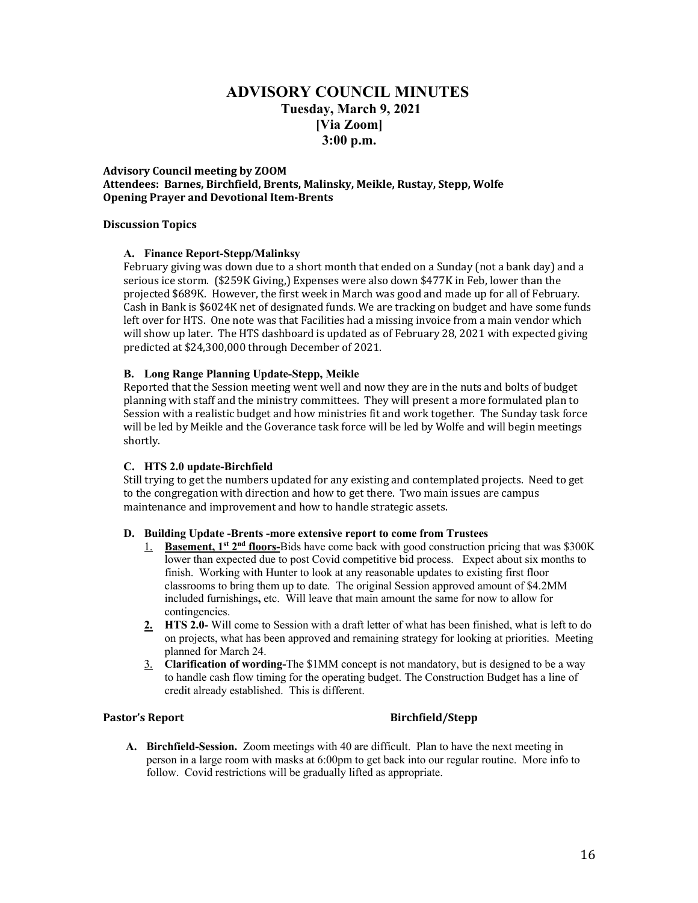# ADVISORY COUNCIL MINUTES

## Tuesday, March 9, 2021
## [Via Zoom]
## 3:00 p.m.

**Advisory Council meeting by ZOOM**
**Attendees: Barnes, Birchfield, Brents, Malinsky, Meikle, Rustay, Stepp, Wolfe**
**Opening Prayer and Devotional Item-Brents**

### Discussion Topics

**A. Finance Report-Stepp/Malinksy**

February giving was down due to a short month that ended on a Sunday (not a bank day) and a serious ice storm. ($259K Giving,) Expenses were also down $477K in Feb, lower than the projected $689K. However, the first week in March was good and made up for all of February. Cash in Bank is $6024K net of designated funds. We are tracking on budget and have some funds left over for HTS. One note was that Facilities had a missing invoice from a main vendor which will show up later. The HTS dashboard is updated as of February 28, 2021 with expected giving predicted at $24,300,000 through December of 2021.

**B. Long Range Planning Update-Stepp, Meikle**

Reported that the Session meeting went well and now they are in the nuts and bolts of budget planning with staff and the ministry committees. They will present a more formulated plan to Session with a realistic budget and how ministries fit and work together. The Sunday task force will be led by Meikle and the Goverance task force will be led by Wolfe and will begin meetings shortly.

**C. HTS 2.0 update-Birchfield**

Still trying to get the numbers updated for any existing and contemplated projects. Need to get to the congregation with direction and how to get there. Two main issues are campus maintenance and improvement and how to handle strategic assets.

**D. Building Update -Brents -more extensive report to come from Trustees**

1. **Basement, 1st 2nd floors-**Bids have come back with good construction pricing that was $300K lower than expected due to post Covid competitive bid process. Expect about six months to finish. Working with Hunter to look at any reasonable updates to existing first floor classrooms to bring them up to date. The original Session approved amount of $4.2MM included furnishings**,** etc. Will leave that main amount the same for now to allow for contingencies.
2. **HTS 2.0-** Will come to Session with a draft letter of what has been finished, what is left to do on projects, what has been approved and remaining strategy for looking at priorities. Meeting planned for March 24.
3. **Clarification of wording-**The $1MM concept is not mandatory, but is designed to be a way to handle cash flow timing for the operating budget. The Construction Budget has a line of credit already established. This is different.

### Pastor's Report — Birchfield/Stepp

**A. Birchfield-Session.** Zoom meetings with 40 are difficult. Plan to have the next meeting in person in a large room with masks at 6:00pm to get back into our regular routine. More info to follow. Covid restrictions will be gradually lifted as appropriate.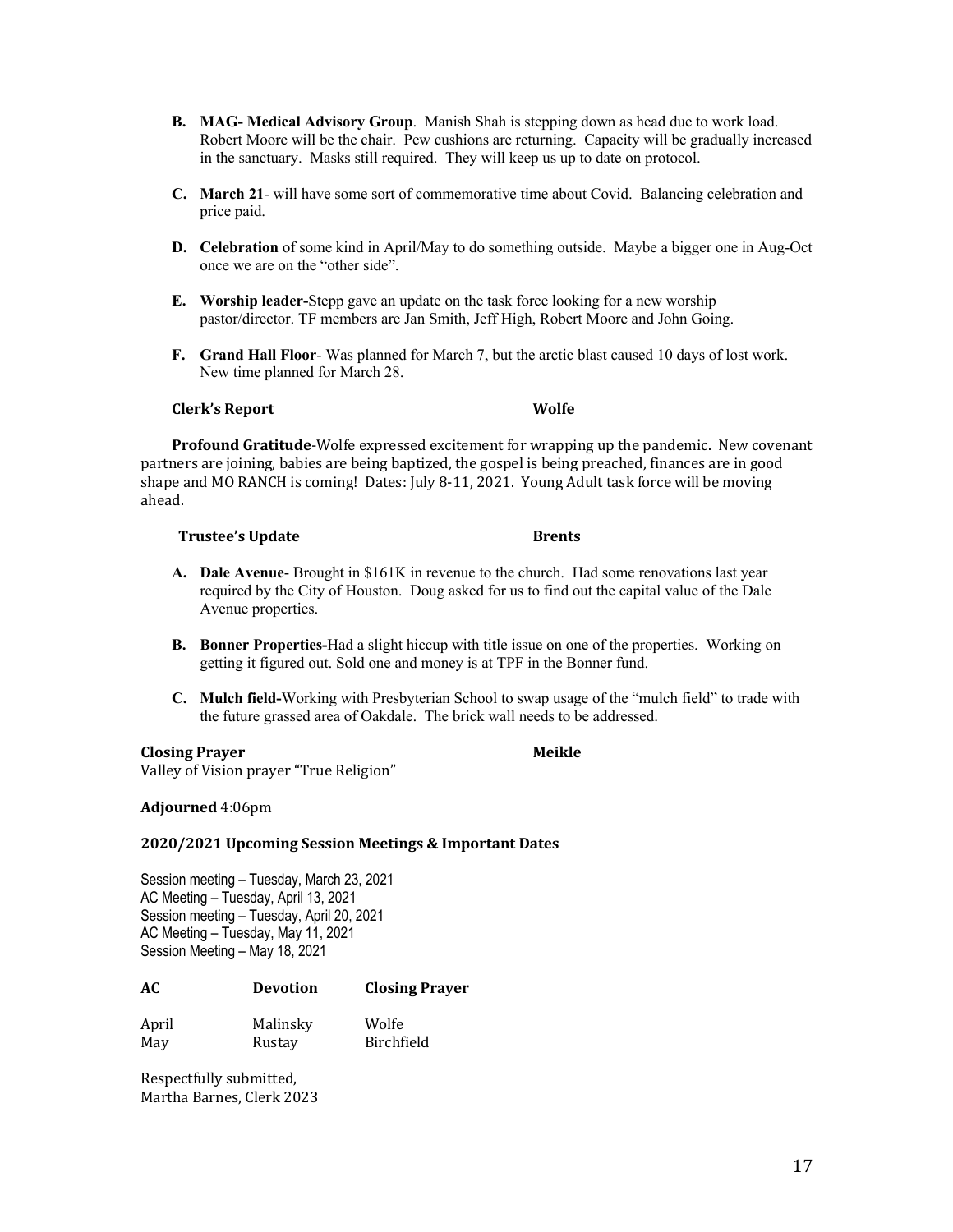B. **MAG- Medical Advisory Group**. Manish Shah is stepping down as head due to work load. Robert Moore will be the chair. Pew cushions are returning. Capacity will be gradually increased in the sanctuary. Masks still required. They will keep us up to date on protocol.

C. **March 21**- will have some sort of commemorative time about Covid. Balancing celebration and price paid.

D. **Celebration** of some kind in April/May to do something outside. Maybe a bigger one in Aug-Oct once we are on the "other side".

E. **Worship leader-**Stepp gave an update on the task force looking for a new worship pastor/director. TF members are Jan Smith, Jeff High, Robert Moore and John Going.

F. **Grand Hall Floor**- Was planned for March 7, but the arctic blast caused 10 days of lost work. New time planned for March 28.

**Clerk's Report** **Wolfe**

**Profound Gratitude**-Wolfe expressed excitement for wrapping up the pandemic. New covenant partners are joining, babies are being baptized, the gospel is being preached, finances are in good shape and MO RANCH is coming! Dates: July 8-11, 2021. Young Adult task force will be moving ahead.

**Trustee's Update** **Brents**

A. **Dale Avenue**- Brought in $161K in revenue to the church. Had some renovations last year required by the City of Houston. Doug asked for us to find out the capital value of the Dale Avenue properties.

B. **Bonner Properties-**Had a slight hiccup with title issue on one of the properties. Working on getting it figured out. Sold one and money is at TPF in the Bonner fund.

C. **Mulch field-**Working with Presbyterian School to swap usage of the "mulch field" to trade with the future grassed area of Oakdale. The brick wall needs to be addressed.

**Closing Prayer** **Meikle**

Valley of Vision prayer "True Religion"

**Adjourned** 4:06pm

**2020/2021 Upcoming Session Meetings & Important Dates**

Session meeting – Tuesday, March 23, 2021
AC Meeting – Tuesday, April 13, 2021
Session meeting – Tuesday, April 20, 2021
AC Meeting – Tuesday, May 11, 2021
Session Meeting – May 18, 2021

| AC | Devotion | Closing Prayer |
|---|---|---|
| April | Malinsky | Wolfe |
| May | Rustay | Birchfield |

Respectfully submitted,
Martha Barnes, Clerk 2023